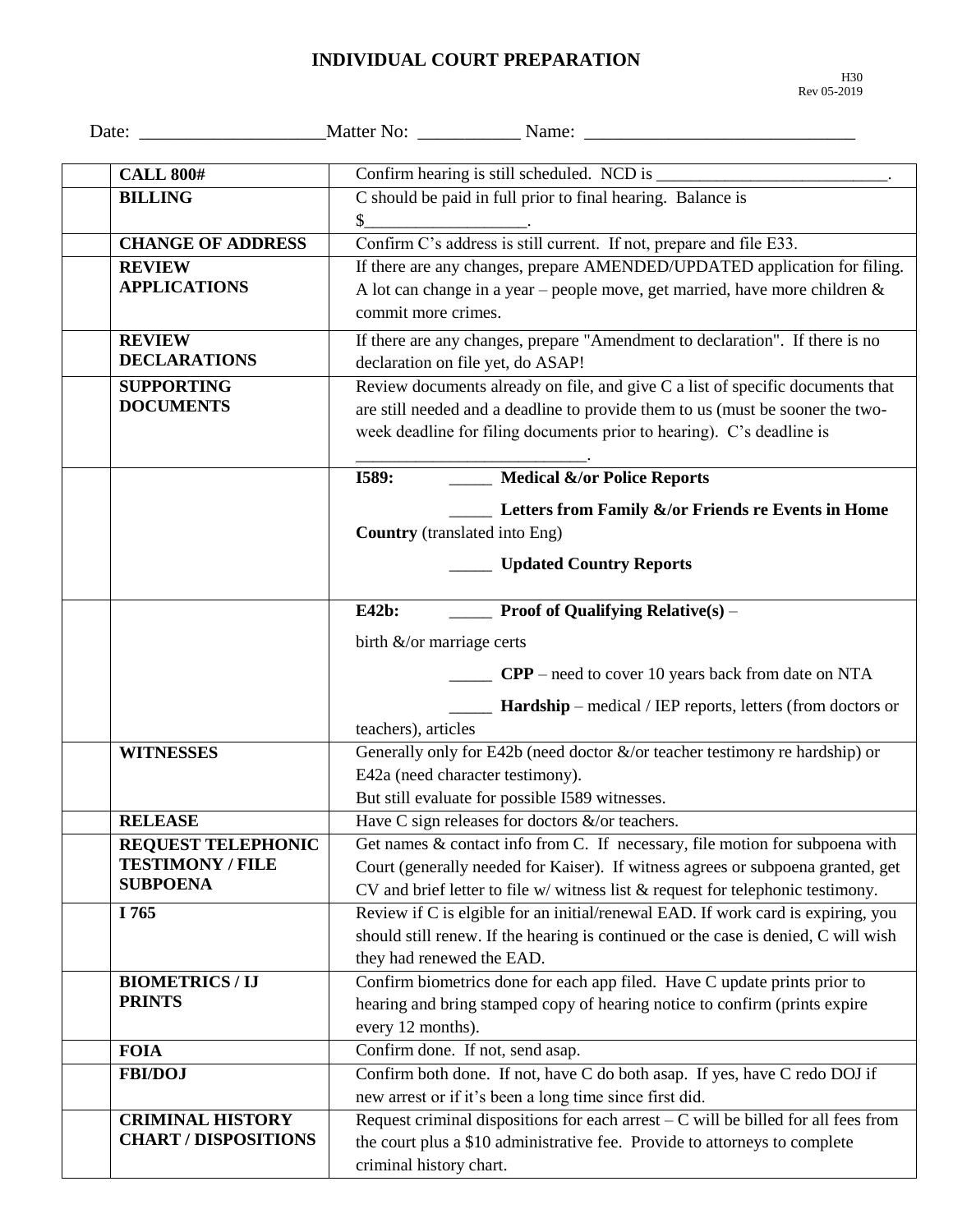# INDIVIDUAL COURT PREPARATION

H30
Rev 05-2019

Date: ____________________Matter No: ___________ Name: ______________________________

| | | |
|---|---|---|
| | **CALL 800#** | Confirm hearing is still scheduled. NCD is ___________________________. |
| | **BILLING** | C should be paid in full prior to final hearing. Balance is $__________________. |
| | **CHANGE OF ADDRESS** | Confirm C's address is still current. If not, prepare and file E33. |
| | **REVIEW APPLICATIONS** | If there are any changes, prepare AMENDED/UPDATED application for filing. A lot can change in a year – people move, get married, have more children & commit more crimes. |
| | **REVIEW DECLARATIONS** | If there are any changes, prepare "Amendment to declaration". If there is no declaration on file yet, do ASAP! |
| | **SUPPORTING DOCUMENTS** | Review documents already on file, and give C a list of specific documents that are still needed and a deadline to provide them to us (must be sooner the two-week deadline for filing documents prior to hearing). C's deadline is __________________________. |
| | | **I589:** _____ **Medical &/or Police Reports**<br>_____ **Letters from Family &/or Friends re Events in Home Country** (translated into Eng)<br>_____ **Updated Country Reports** |
| | | **E42b:** _____ **Proof of Qualifying Relative(s)** – birth &/or marriage certs<br>_____ **CPP** – need to cover 10 years back from date on NTA<br>_____ **Hardship** – medical / IEP reports, letters (from doctors or teachers), articles |
| | **WITNESSES** | Generally only for E42b (need doctor &/or teacher testimony re hardship) or E42a (need character testimony).<br>But still evaluate for possible I589 witnesses. |
| | **RELEASE** | Have C sign releases for doctors &/or teachers. |
| | **REQUEST TELEPHONIC TESTIMONY / FILE SUBPOENA** | Get names & contact info from C. If necessary, file motion for subpoena with Court (generally needed for Kaiser). If witness agrees or subpoena granted, get CV and brief letter to file w/ witness list & request for telephonic testimony. |
| | **I 765** | Review if C is elgible for an initial/renewal EAD. If work card is expiring, you should still renew. If the hearing is continued or the case is denied, C will wish they had renewed the EAD. |
| | **BIOMETRICS / IJ PRINTS** | Confirm biometrics done for each app filed. Have C update prints prior to hearing and bring stamped copy of hearing notice to confirm (prints expire every 12 months). |
| | **FOIA** | Confirm done. If not, send asap. |
| | **FBI/DOJ** | Confirm both done. If not, have C do both asap. If yes, have C redo DOJ if new arrest or if it's been a long time since first did. |
| | **CRIMINAL HISTORY CHART / DISPOSITIONS** | Request criminal dispositions for each arrest – C will be billed for all fees from the court plus a $10 administrative fee. Provide to attorneys to complete criminal history chart. |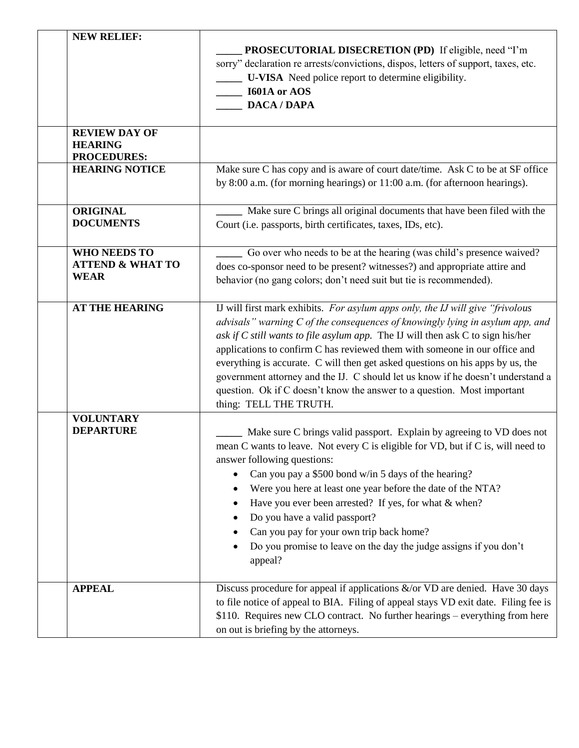| | | |
|---|---|---|
| | **NEW RELIEF:** | _____ **PROSECUTORIAL DISECRETION (PD)** If eligible, need "I'm sorry" declaration re arrests/convictions, dispos, letters of support, taxes, etc.<br>_____ **U-VISA** Need police report to determine eligibility.<br>_____ **I601A or AOS**<br>_____ **DACA / DAPA** |
| | **REVIEW DAY OF HEARING PROCEDURES:** | |
| | **HEARING NOTICE** | Make sure C has copy and is aware of court date/time. Ask C to be at SF office by 8:00 a.m. (for morning hearings) or 11:00 a.m. (for afternoon hearings). |
| | **ORIGINAL DOCUMENTS** | _____ Make sure C brings all original documents that have been filed with the Court (i.e. passports, birth certificates, taxes, IDs, etc). |
| | **WHO NEEDS TO ATTEND & WHAT TO WEAR** | _____ Go over who needs to be at the hearing (was child's presence waived? does co-sponsor need to be present? witnesses?) and appropriate attire and behavior (no gang colors; don't need suit but tie is recommended). |
| | **AT THE HEARING** | IJ will first mark exhibits. *For asylum apps only, the IJ will give "frivolous advisals" warning C of the consequences of knowingly lying in asylum app, and ask if C still wants to file asylum app.* The IJ will then ask C to sign his/her applications to confirm C has reviewed them with someone in our office and everything is accurate. C will then get asked questions on his apps by us, the government attorney and the IJ. C should let us know if he doesn't understand a question. Ok if C doesn't know the answer to a question. Most important thing: TELL THE TRUTH. |
| | **VOLUNTARY DEPARTURE** | _____ Make sure C brings valid passport. Explain by agreeing to VD does not mean C wants to leave. Not every C is eligible for VD, but if C is, will need to answer following questions:<br>• Can you pay a $500 bond w/in 5 days of the hearing?<br>• Were you here at least one year before the date of the NTA?<br>• Have you ever been arrested? If yes, for what & when?<br>• Do you have a valid passport?<br>• Can you pay for your own trip back home?<br>• Do you promise to leave on the day the judge assigns if you don't appeal? |
| | **APPEAL** | Discuss procedure for appeal if applications &/or VD are denied. Have 30 days to file notice of appeal to BIA. Filing of appeal stays VD exit date. Filing fee is $110. Requires new CLO contract. No further hearings – everything from here on out is briefing by the attorneys. |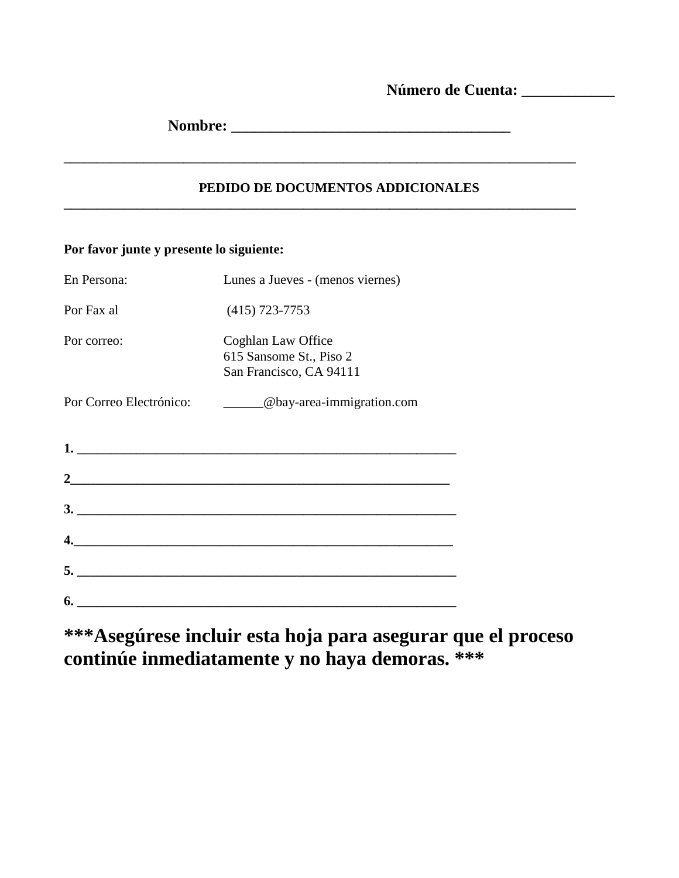**Número de Cuenta: ____________**

**Nombre: ____________________________________**

---

**PEDIDO DE DOCUMENTOS ADDICIONALES**

---

**Por favor junte y presente lo siguiente:**

En Persona: Lunes a Jueves - (menos viernes)

Por Fax al (415) 723-7753

Por correo: Coghlan Law Office
615 Sansome St., Piso 2
San Francisco, CA 94111

Por Correo Electrónico: ______@bay-area-immigration.com

**1. ___________________________________________________________**

**2___________________________________________________________**

**3. ___________________________________________________________**

**4.__________________________________________________________**

**5. ___________________________________________________________**

**6. ___________________________________________________________**

**\*\*\*Asegúrese incluir esta hoja para asegurar que el proceso continúe inmediatamente y no haya demoras. \*\*\***